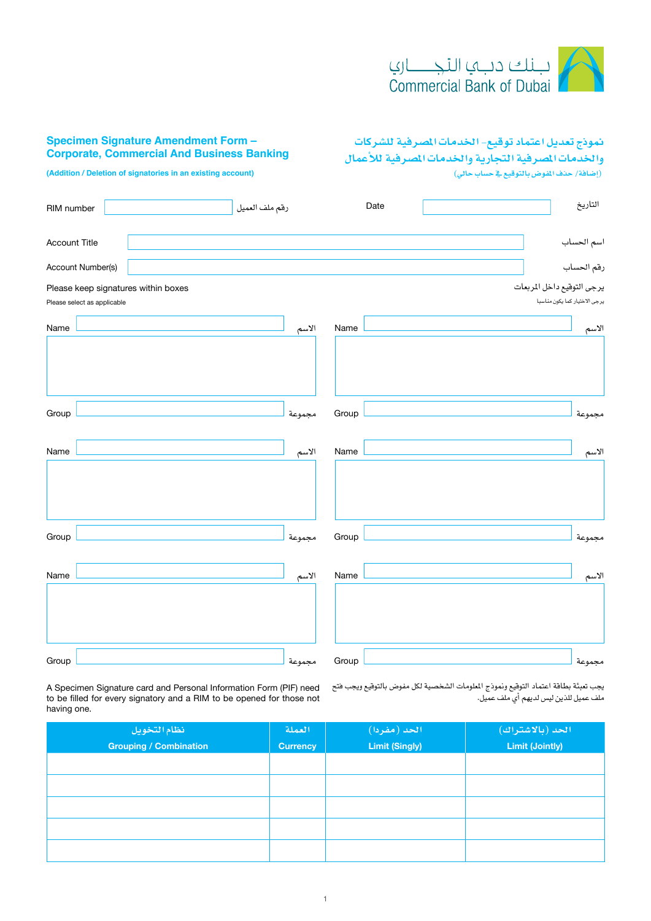بنك دبي التجاري
Commercial Bank of Dubai

## Specimen Signature Amendment Form – Corporate, Commercial And Business Banking

**(Addition / Deletion of signatories in an existing account)**

## نموذج تعديل اعتماد توقيع - الخدمات المصرفية للشركات والخدمات المصرفية التجارية والخدمات المصرفية للأعمال

(إضافة/ حذف المفوض بالتوقيع في حساب حالي)

RIM number ____________ رقم ملف العميل

Date ____________ التاريخ

Account Title ____________ اسم الحساب

Account Number(s) ____________ رقم الحساب

Please keep signatures within boxes — يرجى التوقيع داخل المربعات

Please select as applicable — يرجى الاختيار كما يكون مناسبا

Name ____________ الاسم

Group ____________ مجموعة

Name ____________ الاسم

Group ____________ مجموعة

Name ____________ الاسم

Group ____________ مجموعة

Name ____________ الاسم

Group ____________ مجموعة

Name ____________ الاسم

Group ____________ مجموعة

Name ____________ الاسم

Group ____________ مجموعة

A Specimen Signature card and Personal Information Form (PIF) need to be filled for every signatory and a RIM to be opened for those not having one.

يجب تعبئة بطاقة اعتماد التوقيع ونموذج المعلومات الشخصية لكل مفوض بالتوقيع ويجب فتح ملف عميل للذين ليس لديهم أي ملف عميل.

| نظام التخويل<br>Grouping / Combination | العملة<br>Currency | الحد (مفردا)<br>Limit (Singly) | الحد (بالاشتراك)<br>Limit (Jointly) |
|---|---|---|---|
| | | | |
| | | | |
| | | | |
| | | | |
| | | | |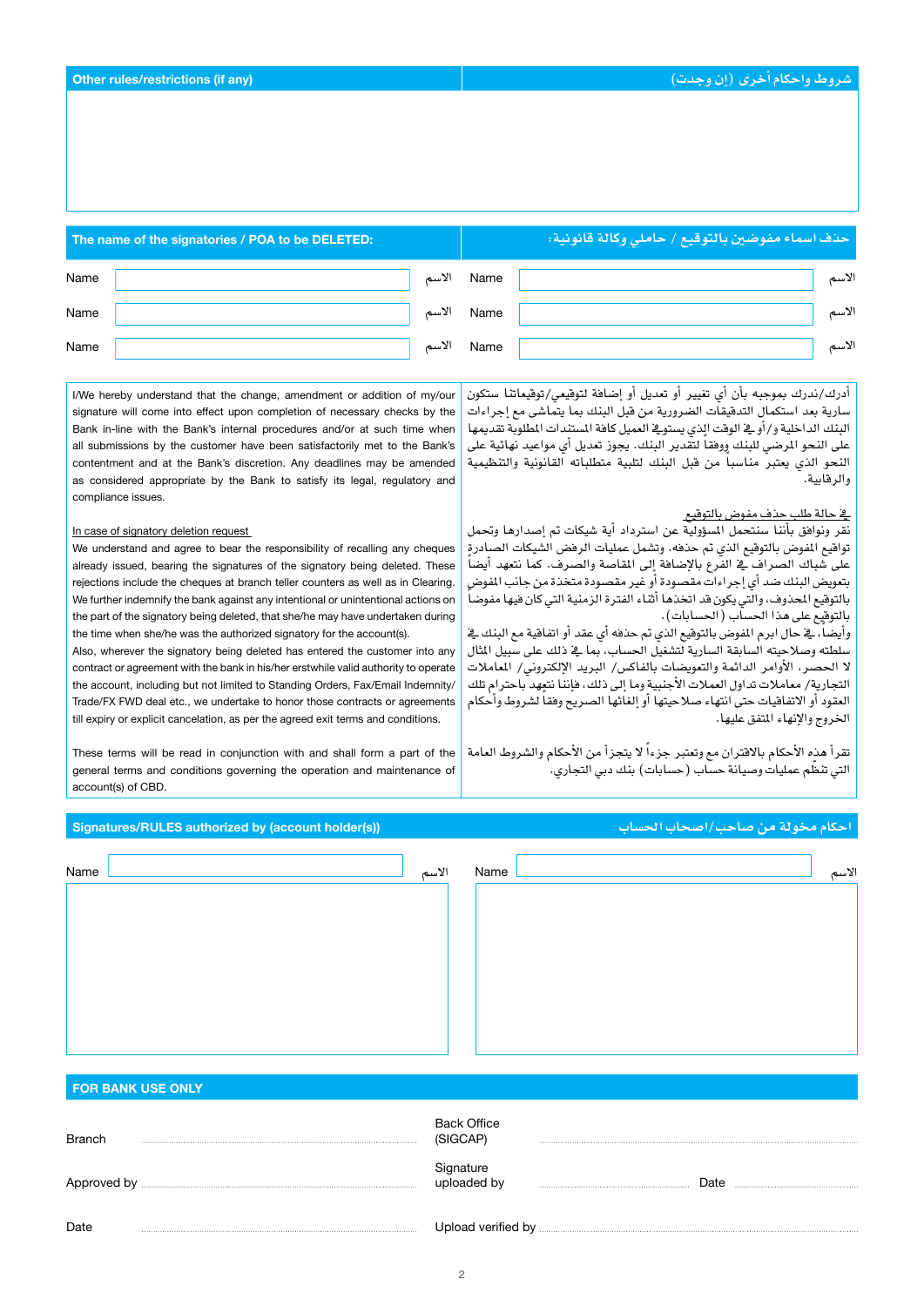| Other rules/restrictions (if any) | شروط واحكام أخرى (إن وجدت) |
|---|---|
| | |

| The name of the signatories / POA to be DELETED: | | حذف اسماء مفوضين بالتوقيع / حاملي وكالة قانونية: | |
|---|---|---|---|
| Name | الاسم | Name | الاسم |
| Name | الاسم | Name | الاسم |
| Name | الاسم | Name | الاسم |

I/We hereby understand that the change, amendment or addition of my/our signature will come into effect upon completion of necessary checks by the Bank in-line with the Bank's internal procedures and/or at such time when all submissions by the customer have been satisfactorily met to the Bank's contentment and at the Bank's discretion. Any deadlines may be amended as considered appropriate by the Bank to satisfy its legal, regulatory and compliance issues.

In case of signatory deletion request

We understand and agree to bear the responsibility of recalling any cheques already issued, bearing the signatures of the signatory being deleted. These rejections include the cheques at branch teller counters as well as in Clearing. We further indemnify the bank against any intentional or unintentional actions on the part of the signatory being deleted, that she/he may have undertaken during the time when she/he was the authorized signatory for the account(s).

Also, wherever the signatory being deleted has entered the customer into any contract or agreement with the bank in his/her erstwhile valid authority to operate the account, including but not limited to Standing Orders, Fax/Email Indemnity/ Trade/FX FWD deal etc., we undertake to honor those contracts or agreements till expiry or explicit cancelation, as per the agreed exit terms and conditions.

These terms will be read in conjunction with and shall form a part of the general terms and conditions governing the operation and maintenance of account(s) of CBD.

أدرك/ندرك بموجبه بأن أي تغيير أو تعديل أو إضافة لتوقيعي/توقيعاتنا ستكون سارية بعد استكمال التدقيقات الضرورية من قبل البنك بما يتماشى مع إجراءات البنك الداخلية و/أو في الوقت الذي يستوفي فيه العميل كافة المستندات المطلوبة تقديمها على النحو المرضي للبنك ووفقاً لتقدير البنك. يجوز تعديل أي مواعيد نهائية على النحو الذي يعتبر مناسباً من قبل البنك لتلبية متطلباته القانونية والتنظيمية والرقابية.

في حالة طلب حذف مفوض بالتوقيع

نقر ونوافق بأننا سنتحمل المسؤولية عن استرداد أية شيكات تم إصدارها وتحمل تواقيع المفوض بالتوقيع الذي تم حذفه. وتشمل عمليات الرفض الشيكات الصادرة على شباك الصراف في الفرع بالإضافة إلى المقاصة والصرف. كما نتعهد أيضاً بتعويض البنك ضد أي إجراءات مقصودة أو غير مقصودة متخذة من جانب المفوض بالتوقيع المحذوف، والتي يكون قد اتخذها أثناء الفترة الزمنية التي كان فيها مفوضاً بالتوقيع على هذا الحساب (الحسابات).

وأيضاً، في حال ابرم المفوض بالتوقيع الذي تم حذفه أي عقد أو اتفاقية مع البنك في سلطته وصلاحيته السابقة السارية لتشغيل الحساب، بما في ذلك على سبيل المثال لا الحصر، الأوامر الدائمة والتعويضات بالفاكس/ البريد الإلكتروني/ المعاملات التجارية/ معاملات تداول العملات الأجنبية وما إلى ذلك، فإننا نتعهد باحترام تلك العقود أو الاتفاقيات حتى انتهاء صلاحيتها أو إلغائها الصريح وفقاً لشروط وأحكام الخروج والإنهاء المتفق عليها.

تقرأ هذه الأحكام بالاقتران مع وتعتبر جزءاً لا يتجزأ من الأحكام والشروط العامة التي تنظم عمليات وصيانة حساب (حسابات) بنك دبي التجاري.

| Signatures/RULES authorized by (account holder(s)) | | احكام مخولة من صاحب/اصحاب الحساب | |
|---|---|---|---|
| Name | الاسم | Name | الاسم |
| | | | |

## FOR BANK USE ONLY

| | | | |
|---|---|---|---|
| Branch | | Back Office (SIGCAP) | |
| Approved by | | Signature uploaded by | Date |
| Date | | Upload verified by | |